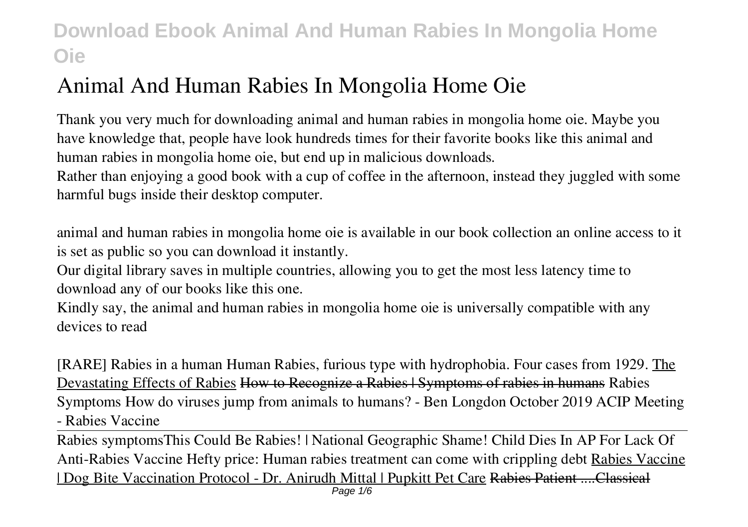# Animal And Human Rabies In Mongolia Home Oie

Thank you very much for downloading animal and human rabies in mongolia home oie. Maybe you have knowledge that, people have look hundreds times for their favorite books like this animal and human rabies in mongolia home oie, but end up in malicious downloads.

Rather than enjoying a good book with a cup of coffee in the afternoon, instead they juggled with some harmful bugs inside their desktop computer.

animal and human rabies in mongolia home oie is available in our book collection an online access to it is set as public so you can download it instantly.

Our digital library saves in multiple countries, allowing you to get the most less latency time to download any of our books like this one.

Kindly say, the animal and human rabies in mongolia home oie is universally compatible with any devices to read

*[RARE] Rabies in a human Human Rabies, furious type with hydrophobia. Four cases from 1929.* The Devastating Effects of Rabies ~~How to Recognize a Rabies | Symptoms of rabies in humans~~ *Rabies Symptoms How do viruses jump from animals to humans? - Ben Longdon October 2019 ACIP Meeting - Rabies Vaccine*

Rabies symptoms*This Could Be Rabies! | National Geographic Shame! Child Dies In AP For Lack Of Anti-Rabies Vaccine Hefty price: Human rabies treatment can come with crippling debt* Rabies Vaccine | Dog Bite Vaccination Protocol - Dr. Anirudh Mittal | Pupkitt Pet Care ~~Rabies Patient ....Classical~~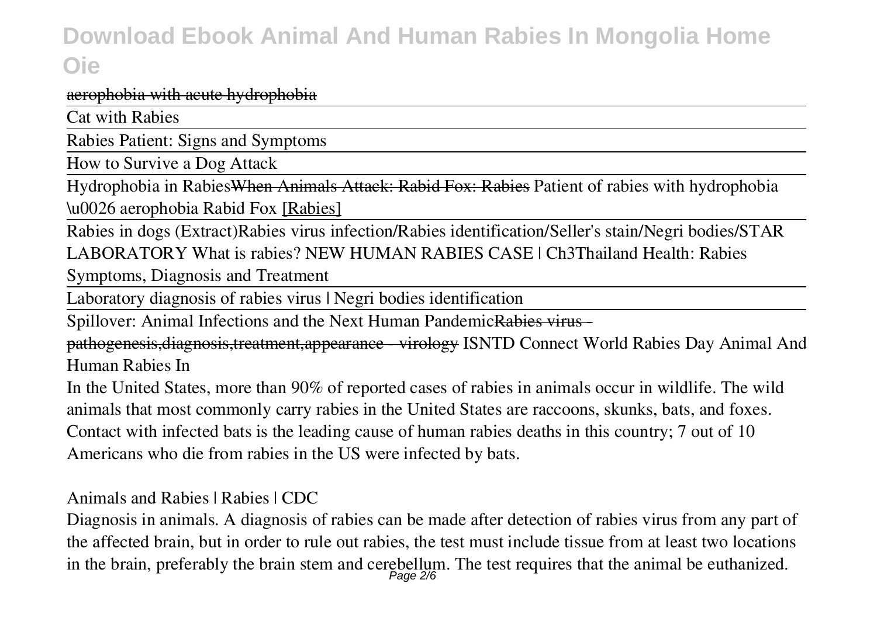aerophobia with acute hydrophobia

Cat with Rabies

Rabies Patient: Signs and Symptoms

How to Survive a Dog Attack

Hydrophobia in Rabies~~When Animals Attack: Rabid Fox: Rabies~~ Patient of rabies with hydrophobia \u0026 aerophobia Rabid Fox [Rabies]

Rabies in dogs (Extract)Rabies virus infection/Rabies identification/Seller's stain/Negri bodies/STAR LABORATORY What is rabies? NEW HUMAN RABIES CASE | Ch3Thailand Health: Rabies Symptoms, Diagnosis and Treatment

Laboratory diagnosis of rabies virus | Negri bodies identification

Spillover: Animal Infections and the Next Human Pandemic~~Rabies virus - pathogenesis,diagnosis,treatment,appearance - virology~~ ISNTD Connect World Rabies Day Animal And Human Rabies In

In the United States, more than 90% of reported cases of rabies in animals occur in wildlife. The wild animals that most commonly carry rabies in the United States are raccoons, skunks, bats, and foxes. Contact with infected bats is the leading cause of human rabies deaths in this country; 7 out of 10 Americans who die from rabies in the US were infected by bats.

*Animals and Rabies | Rabies | CDC*

Diagnosis in animals. A diagnosis of rabies can be made after detection of rabies virus from any part of the affected brain, but in order to rule out rabies, the test must include tissue from at least two locations in the brain, preferably the brain stem and cerebellum. The test requires that the animal be euthanized.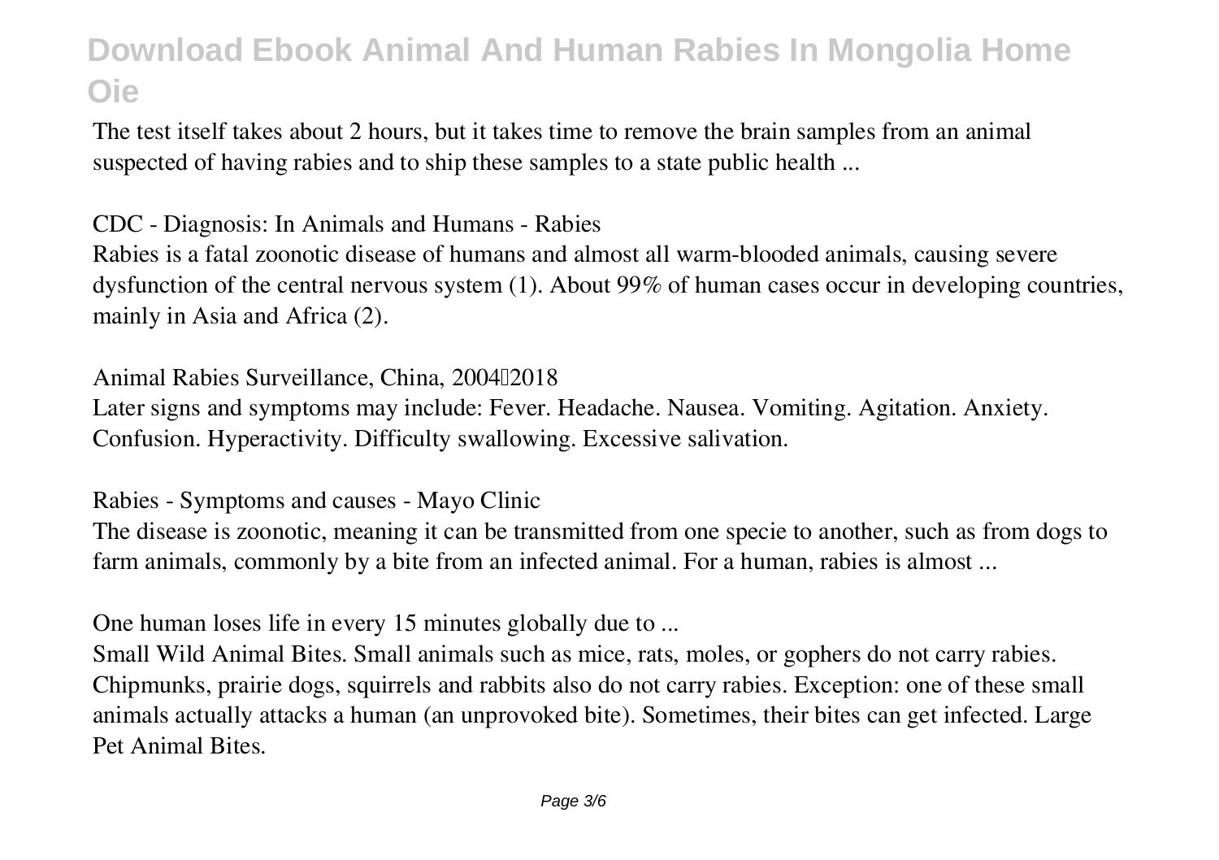The test itself takes about 2 hours, but it takes time to remove the brain samples from an animal suspected of having rabies and to ship these samples to a state public health ...

**CDC - Diagnosis: In Animals and Humans - Rabies**

Rabies is a fatal zoonotic disease of humans and almost all warm-blooded animals, causing severe dysfunction of the central nervous system (1). About 99% of human cases occur in developing countries, mainly in Asia and Africa (2).

**Animal Rabies Surveillance, China, 2004–2018**

Later signs and symptoms may include: Fever. Headache. Nausea. Vomiting. Agitation. Anxiety. Confusion. Hyperactivity. Difficulty swallowing. Excessive salivation.

**Rabies - Symptoms and causes - Mayo Clinic**

The disease is zoonotic, meaning it can be transmitted from one specie to another, such as from dogs to farm animals, commonly by a bite from an infected animal. For a human, rabies is almost ...

**One human loses life in every 15 minutes globally due to ...**

Small Wild Animal Bites. Small animals such as mice, rats, moles, or gophers do not carry rabies. Chipmunks, prairie dogs, squirrels and rabbits also do not carry rabies. Exception: one of these small animals actually attacks a human (an unprovoked bite). Sometimes, their bites can get infected. Large Pet Animal Bites.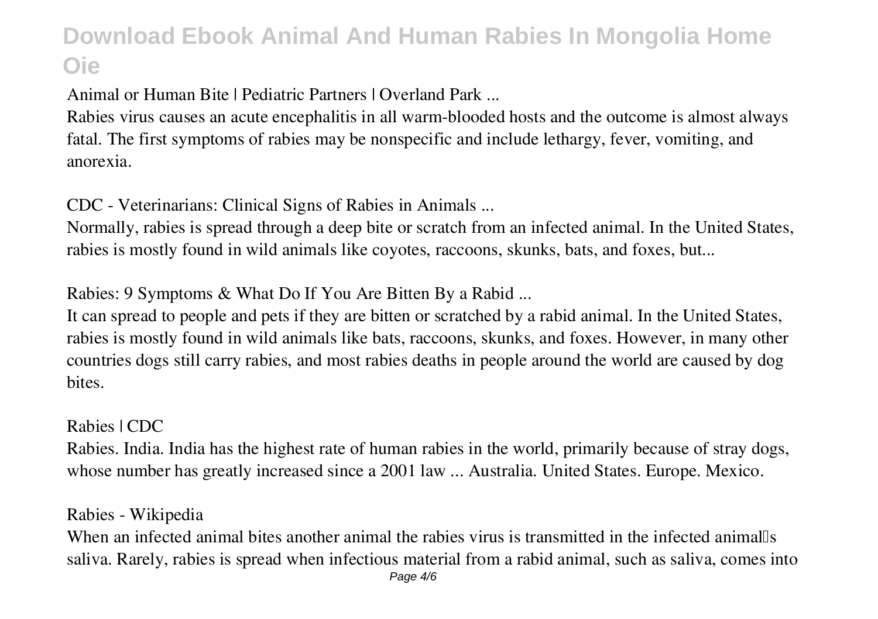**Animal or Human Bite | Pediatric Partners | Overland Park ...**

Rabies virus causes an acute encephalitis in all warm-blooded hosts and the outcome is almost always fatal. The first symptoms of rabies may be nonspecific and include lethargy, fever, vomiting, and anorexia.

**CDC - Veterinarians: Clinical Signs of Rabies in Animals ...**

Normally, rabies is spread through a deep bite or scratch from an infected animal. In the United States, rabies is mostly found in wild animals like coyotes, raccoons, skunks, bats, and foxes, but...

**Rabies: 9 Symptoms & What Do If You Are Bitten By a Rabid ...**

It can spread to people and pets if they are bitten or scratched by a rabid animal. In the United States, rabies is mostly found in wild animals like bats, raccoons, skunks, and foxes. However, in many other countries dogs still carry rabies, and most rabies deaths in people around the world are caused by dog bites.

**Rabies | CDC**

Rabies. India. India has the highest rate of human rabies in the world, primarily because of stray dogs, whose number has greatly increased since a 2001 law ... Australia. United States. Europe. Mexico.

**Rabies - Wikipedia**

When an infected animal bites another animal the rabies virus is transmitted in the infected animal's saliva. Rarely, rabies is spread when infectious material from a rabid animal, such as saliva, comes into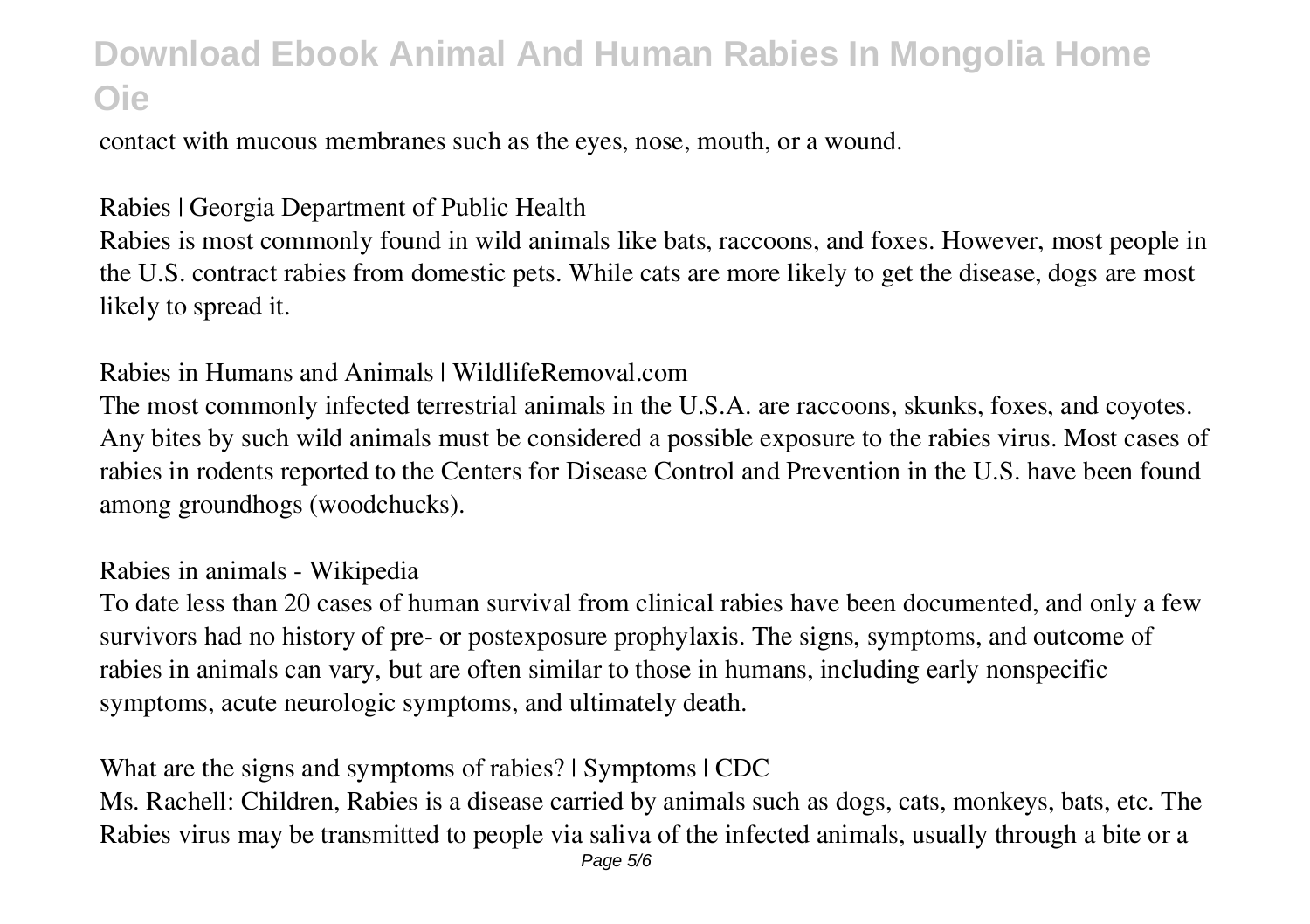contact with mucous membranes such as the eyes, nose, mouth, or a wound.

Rabies | Georgia Department of Public Health

Rabies is most commonly found in wild animals like bats, raccoons, and foxes. However, most people in the U.S. contract rabies from domestic pets. While cats are more likely to get the disease, dogs are most likely to spread it.

Rabies in Humans and Animals | WildlifeRemoval.com

The most commonly infected terrestrial animals in the U.S.A. are raccoons, skunks, foxes, and coyotes. Any bites by such wild animals must be considered a possible exposure to the rabies virus. Most cases of rabies in rodents reported to the Centers for Disease Control and Prevention in the U.S. have been found among groundhogs (woodchucks).

Rabies in animals - Wikipedia

To date less than 20 cases of human survival from clinical rabies have been documented, and only a few survivors had no history of pre- or postexposure prophylaxis. The signs, symptoms, and outcome of rabies in animals can vary, but are often similar to those in humans, including early nonspecific symptoms, acute neurologic symptoms, and ultimately death.

What are the signs and symptoms of rabies? | Symptoms | CDC

Ms. Rachell: Children, Rabies is a disease carried by animals such as dogs, cats, monkeys, bats, etc. The Rabies virus may be transmitted to people via saliva of the infected animals, usually through a bite or a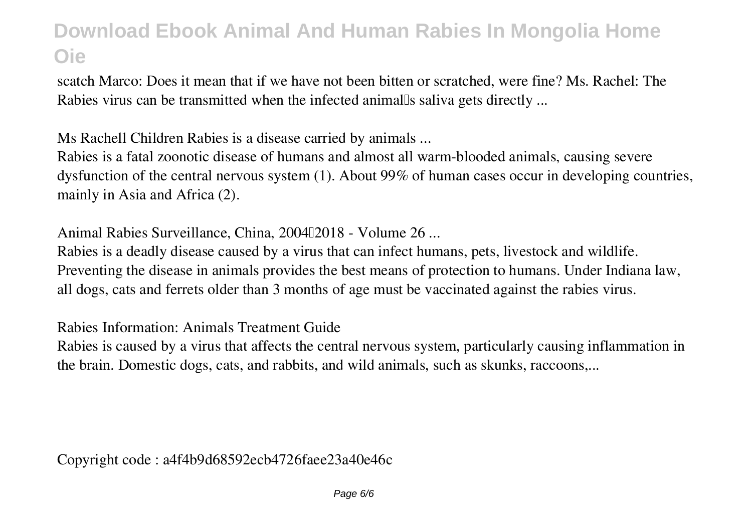scatch Marco: Does it mean that if we have not been bitten or scratched, were fine? Ms. Rachel: The Rabies virus can be transmitted when the infected animal's saliva gets directly ...

Ms Rachell Children Rabies is a disease carried by animals ...

Rabies is a fatal zoonotic disease of humans and almost all warm-blooded animals, causing severe dysfunction of the central nervous system (1). About 99% of human cases occur in developing countries, mainly in Asia and Africa (2).

Animal Rabies Surveillance, China, 2004–2018 - Volume 26 ...

Rabies is a deadly disease caused by a virus that can infect humans, pets, livestock and wildlife. Preventing the disease in animals provides the best means of protection to humans. Under Indiana law, all dogs, cats and ferrets older than 3 months of age must be vaccinated against the rabies virus.

Rabies Information: Animals Treatment Guide

Rabies is caused by a virus that affects the central nervous system, particularly causing inflammation in the brain. Domestic dogs, cats, and rabbits, and wild animals, such as skunks, raccoons,...

Copyright code : a4f4b9d68592ecb4726faee23a40e46c